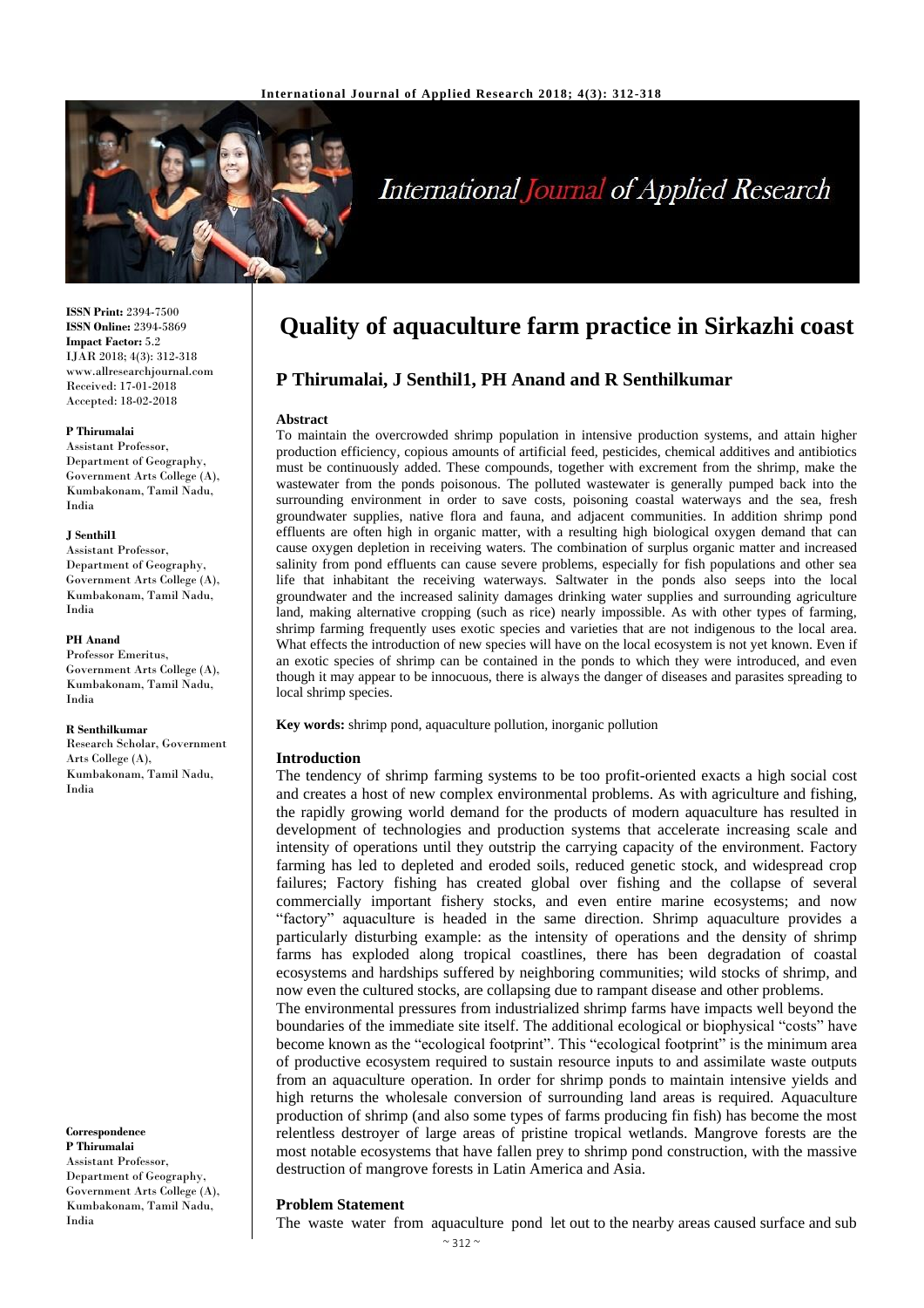ISSN Print: 2394-7500
ISSN Online: 2394-5869
Impact Factor: 5.2
IJAR 2018; 4(3): 312-318
www.allresearchjournal.com
Received: 17-01-2018
Accepted: 18-02-2018

**P Thirumalai**
Assistant Professor, Department of Geography, Government Arts College (A), Kumbakonam, Tamil Nadu, India

**J Senthil1**
Assistant Professor, Department of Geography, Government Arts College (A), Kumbakonam, Tamil Nadu, India

**PH Anand**
Professor Emeritus, Government Arts College (A), Kumbakonam, Tamil Nadu, India

**R Senthilkumar**
Research Scholar, Government Arts College (A), Kumbakonam, Tamil Nadu, India

**Correspondence**
**P Thirumalai**
Assistant Professor, Department of Geography, Government Arts College (A), Kumbakonam, Tamil Nadu, India

# Quality of aquaculture farm practice in Sirkazhi coast

## P Thirumalai, J Senthil1, PH Anand and R Senthilkumar

### Abstract

To maintain the overcrowded shrimp population in intensive production systems, and attain higher production efficiency, copious amounts of artificial feed, pesticides, chemical additives and antibiotics must be continuously added. These compounds, together with excrement from the shrimp, make the wastewater from the ponds poisonous. The polluted wastewater is generally pumped back into the surrounding environment in order to save costs, poisoning coastal waterways and the sea, fresh groundwater supplies, native flora and fauna, and adjacent communities. In addition shrimp pond effluents are often high in organic matter, with a resulting high biological oxygen demand that can cause oxygen depletion in receiving waters. The combination of surplus organic matter and increased salinity from pond effluents can cause severe problems, especially for fish populations and other sea life that inhabitant the receiving waterways. Saltwater in the ponds also seeps into the local groundwater and the increased salinity damages drinking water supplies and surrounding agriculture land, making alternative cropping (such as rice) nearly impossible. As with other types of farming, shrimp farming frequently uses exotic species and varieties that are not indigenous to the local area. What effects the introduction of new species will have on the local ecosystem is not yet known. Even if an exotic species of shrimp can be contained in the ponds to which they were introduced, and even though it may appear to be innocuous, there is always the danger of diseases and parasites spreading to local shrimp species.

**Key words:** shrimp pond, aquaculture pollution, inorganic pollution

### Introduction

The tendency of shrimp farming systems to be too profit-oriented exacts a high social cost and creates a host of new complex environmental problems. As with agriculture and fishing, the rapidly growing world demand for the products of modern aquaculture has resulted in development of technologies and production systems that accelerate increasing scale and intensity of operations until they outstrip the carrying capacity of the environment. Factory farming has led to depleted and eroded soils, reduced genetic stock, and widespread crop failures; Factory fishing has created global over fishing and the collapse of several commercially important fishery stocks, and even entire marine ecosystems; and now "factory" aquaculture is headed in the same direction. Shrimp aquaculture provides a particularly disturbing example: as the intensity of operations and the density of shrimp farms has exploded along tropical coastlines, there has been degradation of coastal ecosystems and hardships suffered by neighboring communities; wild stocks of shrimp, and now even the cultured stocks, are collapsing due to rampant disease and other problems.

The environmental pressures from industrialized shrimp farms have impacts well beyond the boundaries of the immediate site itself. The additional ecological or biophysical "costs" have become known as the "ecological footprint". This "ecological footprint" is the minimum area of productive ecosystem required to sustain resource inputs to and assimilate waste outputs from an aquaculture operation. In order for shrimp ponds to maintain intensive yields and high returns the wholesale conversion of surrounding land areas is required. Aquaculture production of shrimp (and also some types of farms producing fin fish) has become the most relentless destroyer of large areas of pristine tropical wetlands. Mangrove forests are the most notable ecosystems that have fallen prey to shrimp pond construction, with the massive destruction of mangrove forests in Latin America and Asia.

### Problem Statement

The waste water from aquaculture pond let out to the nearby areas caused surface and sub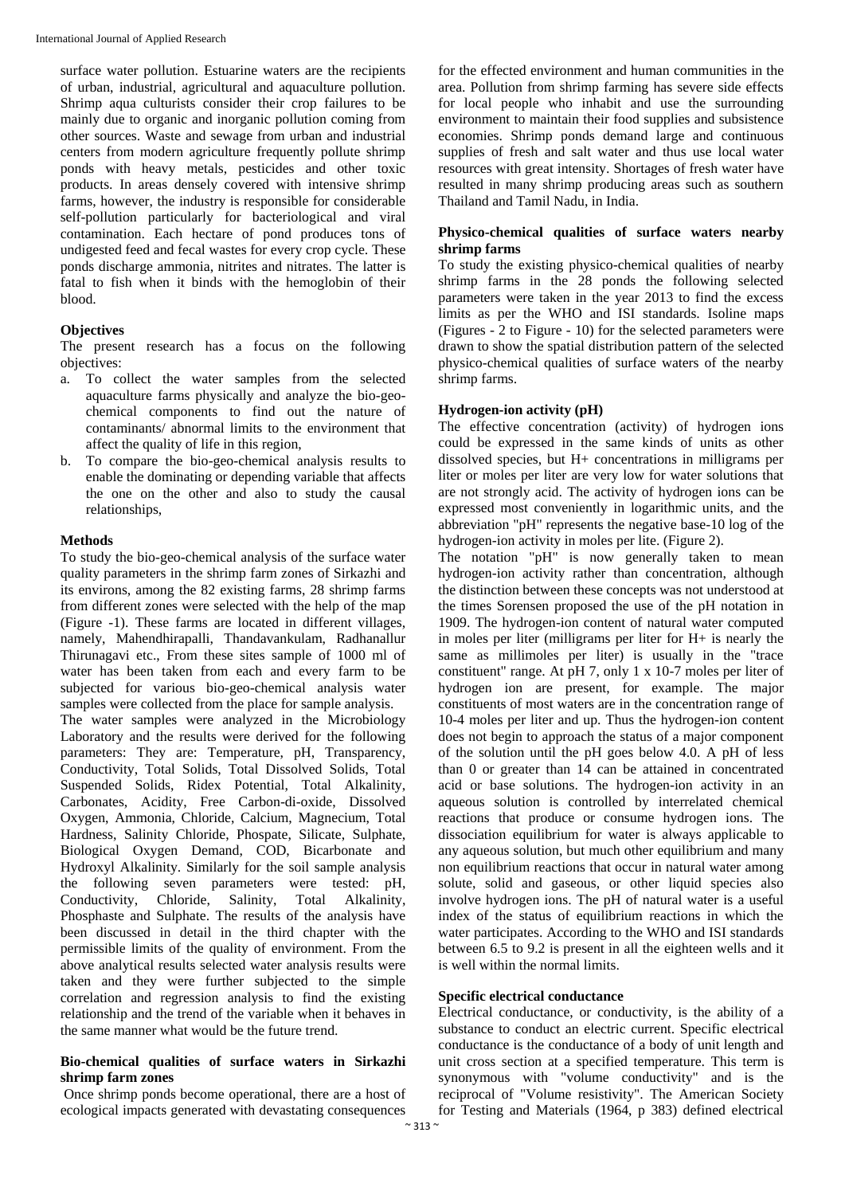surface water pollution. Estuarine waters are the recipients of urban, industrial, agricultural and aquaculture pollution. Shrimp aqua culturists consider their crop failures to be mainly due to organic and inorganic pollution coming from other sources. Waste and sewage from urban and industrial centers from modern agriculture frequently pollute shrimp ponds with heavy metals, pesticides and other toxic products. In areas densely covered with intensive shrimp farms, however, the industry is responsible for considerable self-pollution particularly for bacteriological and viral contamination. Each hectare of pond produces tons of undigested feed and fecal wastes for every crop cycle. These ponds discharge ammonia, nitrites and nitrates. The latter is fatal to fish when it binds with the hemoglobin of their blood.

### Objectives

The present research has a focus on the following objectives:

a. To collect the water samples from the selected aquaculture farms physically and analyze the bio-geo-chemical components to find out the nature of contaminants/ abnormal limits to the environment that affect the quality of life in this region,
b. To compare the bio-geo-chemical analysis results to enable the dominating or depending variable that affects the one on the other and also to study the causal relationships,

### Methods

To study the bio-geo-chemical analysis of the surface water quality parameters in the shrimp farm zones of Sirkazhi and its environs, among the 82 existing farms, 28 shrimp farms from different zones were selected with the help of the map (Figure -1). These farms are located in different villages, namely, Mahendhirapalli, Thandavankulam, Radhanallur Thirunagavi etc., From these sites sample of 1000 ml of water has been taken from each and every farm to be subjected for various bio-geo-chemical analysis water samples were collected from the place for sample analysis.

The water samples were analyzed in the Microbiology Laboratory and the results were derived for the following parameters: They are: Temperature, pH, Transparency, Conductivity, Total Solids, Total Dissolved Solids, Total Suspended Solids, Ridex Potential, Total Alkalinity, Carbonates, Acidity, Free Carbon-di-oxide, Dissolved Oxygen, Ammonia, Chloride, Calcium, Magnecium, Total Hardness, Salinity Chloride, Phospate, Silicate, Sulphate, Biological Oxygen Demand, COD, Bicarbonate and Hydroxyl Alkalinity. Similarly for the soil sample analysis the following seven parameters were tested: pH, Conductivity, Chloride, Salinity, Total Alkalinity, Phosphaste and Sulphate. The results of the analysis have been discussed in detail in the third chapter with the permissible limits of the quality of environment. From the above analytical results selected water analysis results were taken and they were further subjected to the simple correlation and regression analysis to find the existing relationship and the trend of the variable when it behaves in the same manner what would be the future trend.

### Bio-chemical qualities of surface waters in Sirkazhi shrimp farm zones

Once shrimp ponds become operational, there are a host of ecological impacts generated with devastating consequences for the effected environment and human communities in the area. Pollution from shrimp farming has severe side effects for local people who inhabit and use the surrounding environment to maintain their food supplies and subsistence economies. Shrimp ponds demand large and continuous supplies of fresh and salt water and thus use local water resources with great intensity. Shortages of fresh water have resulted in many shrimp producing areas such as southern Thailand and Tamil Nadu, in India.

### Physico-chemical qualities of surface waters nearby shrimp farms

To study the existing physico-chemical qualities of nearby shrimp farms in the 28 ponds the following selected parameters were taken in the year 2013 to find the excess limits as per the WHO and ISI standards. Isoline maps (Figures - 2 to Figure - 10) for the selected parameters were drawn to show the spatial distribution pattern of the selected physico-chemical qualities of surface waters of the nearby shrimp farms.

### Hydrogen-ion activity (pH)

The effective concentration (activity) of hydrogen ions could be expressed in the same kinds of units as other dissolved species, but H+ concentrations in milligrams per liter or moles per liter are very low for water solutions that are not strongly acid. The activity of hydrogen ions can be expressed most conveniently in logarithmic units, and the abbreviation "pH" represents the negative base-10 log of the hydrogen-ion activity in moles per lite. (Figure 2).

The notation "pH" is now generally taken to mean hydrogen-ion activity rather than concentration, although the distinction between these concepts was not understood at the times Sorensen proposed the use of the pH notation in 1909. The hydrogen-ion content of natural water computed in moles per liter (milligrams per liter for H+ is nearly the same as millimoles per liter) is usually in the "trace constituent" range. At pH 7, only 1 x 10-7 moles per liter of hydrogen ion are present, for example. The major constituents of most waters are in the concentration range of 10-4 moles per liter and up. Thus the hydrogen-ion content does not begin to approach the status of a major component of the solution until the pH goes below 4.0. A pH of less than 0 or greater than 14 can be attained in concentrated acid or base solutions. The hydrogen-ion activity in an aqueous solution is controlled by interrelated chemical reactions that produce or consume hydrogen ions. The dissociation equilibrium for water is always applicable to any aqueous solution, but much other equilibrium and many non equilibrium reactions that occur in natural water among solute, solid and gaseous, or other liquid species also involve hydrogen ions. The pH of natural water is a useful index of the status of equilibrium reactions in which the water participates. According to the WHO and ISI standards between 6.5 to 9.2 is present in all the eighteen wells and it is well within the normal limits.

### Specific electrical conductance

Electrical conductance, or conductivity, is the ability of a substance to conduct an electric current. Specific electrical conductance is the conductance of a body of unit length and unit cross section at a specified temperature. This term is synonymous with "volume conductivity" and is the reciprocal of "Volume resistivity". The American Society for Testing and Materials (1964, p 383) defined electrical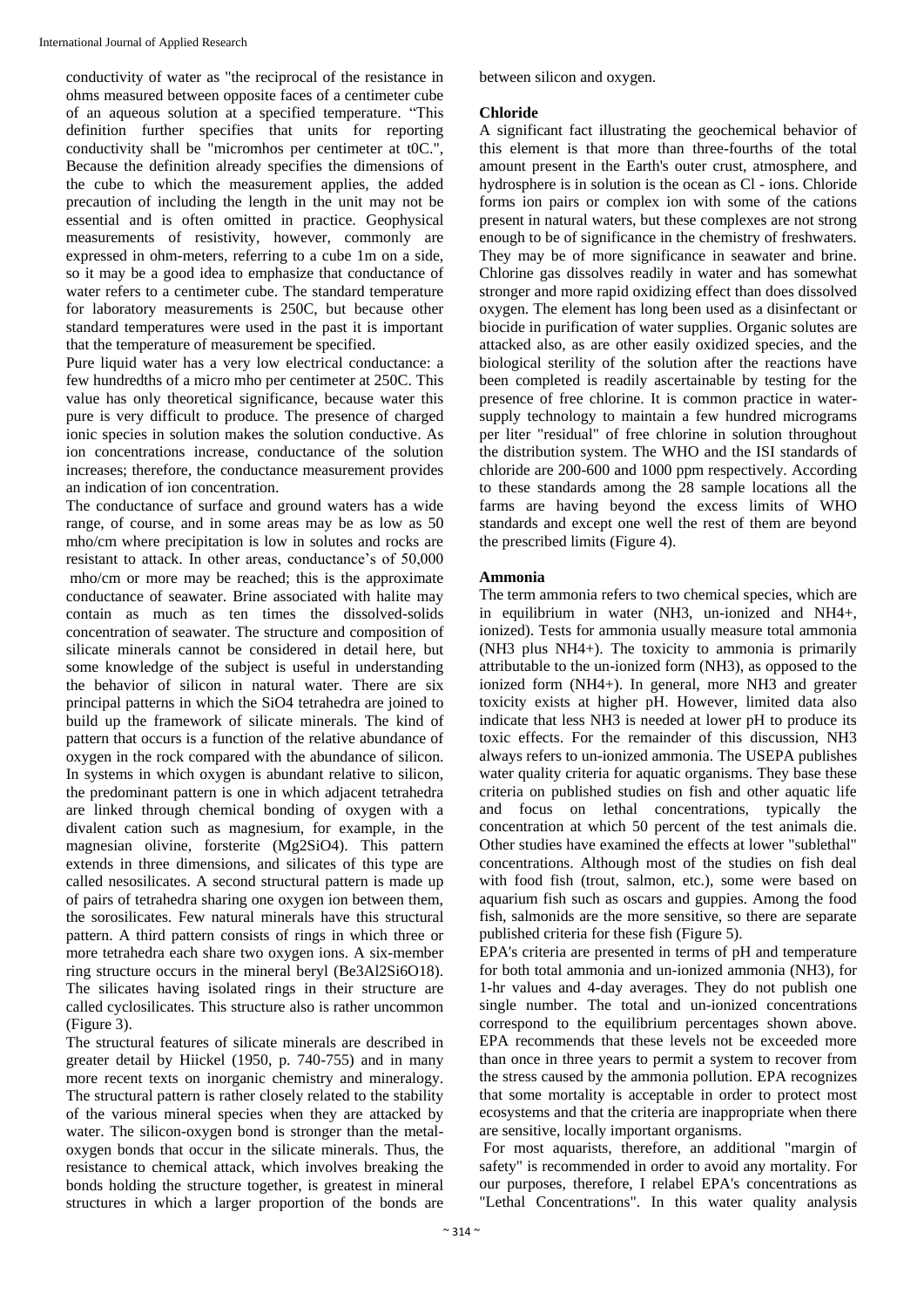conductivity of water as "the reciprocal of the resistance in ohms measured between opposite faces of a centimeter cube of an aqueous solution at a specified temperature. "This definition further specifies that units for reporting conductivity shall be "micromhos per centimeter at t0C.", Because the definition already specifies the dimensions of the cube to which the measurement applies, the added precaution of including the length in the unit may not be essential and is often omitted in practice. Geophysical measurements of resistivity, however, commonly are expressed in ohm-meters, referring to a cube 1m on a side, so it may be a good idea to emphasize that conductance of water refers to a centimeter cube. The standard temperature for laboratory measurements is 250C, but because other standard temperatures were used in the past it is important that the temperature of measurement be specified.

Pure liquid water has a very low electrical conductance: a few hundredths of a micro mho per centimeter at 250C. This value has only theoretical significance, because water this pure is very difficult to produce. The presence of charged ionic species in solution makes the solution conductive. As ion concentrations increase, conductance of the solution increases; therefore, the conductance measurement provides an indication of ion concentration.

The conductance of surface and ground waters has a wide range, of course, and in some areas may be as low as 50 mho/cm where precipitation is low in solutes and rocks are resistant to attack. In other areas, conductance's of 50,000 mho/cm or more may be reached; this is the approximate conductance of seawater. Brine associated with halite may contain as much as ten times the dissolved-solids concentration of seawater. The structure and composition of silicate minerals cannot be considered in detail here, but some knowledge of the subject is useful in understanding the behavior of silicon in natural water. There are six principal patterns in which the $SiO_4$ tetrahedra are joined to build up the framework of silicate minerals. The kind of pattern that occurs is a function of the relative abundance of oxygen in the rock compared with the abundance of silicon. In systems in which oxygen is abundant relative to silicon, the predominant pattern is one in which adjacent tetrahedra are linked through chemical bonding of oxygen with a divalent cation such as magnesium, for example, in the magnesian olivine, forsterite ($Mg_2SiO_4$). This pattern extends in three dimensions, and silicates of this type are called nesosilicates. A second structural pattern is made up of pairs of tetrahedra sharing one oxygen ion between them, the sorosilicates. Few natural minerals have this structural pattern. A third pattern consists of rings in which three or more tetrahedra each share two oxygen ions. A six-member ring structure occurs in the mineral beryl ($Be_3Al_2Si_6O_{18}$). The silicates having isolated rings in their structure are called cyclosilicates. This structure also is rather uncommon (Figure 3).

The structural features of silicate minerals are described in greater detail by Hiickel (1950, p. 740-755) and in many more recent texts on inorganic chemistry and mineralogy. The structural pattern is rather closely related to the stability of the various mineral species when they are attacked by water. The silicon-oxygen bond is stronger than the metal-oxygen bonds that occur in the silicate minerals. Thus, the resistance to chemical attack, which involves breaking the bonds holding the structure together, is greatest in mineral structures in which a larger proportion of the bonds are between silicon and oxygen.

### Chloride

A significant fact illustrating the geochemical behavior of this element is that more than three-fourths of the total amount present in the Earth's outer crust, atmosphere, and hydrosphere is in solution is the ocean as Cl - ions. Chloride forms ion pairs or complex ion with some of the cations present in natural waters, but these complexes are not strong enough to be of significance in the chemistry of freshwaters. They may be of more significance in seawater and brine. Chlorine gas dissolves readily in water and has somewhat stronger and more rapid oxidizing effect than does dissolved oxygen. The element has long been used as a disinfectant or biocide in purification of water supplies. Organic solutes are attacked also, as are other easily oxidized species, and the biological sterility of the solution after the reactions have been completed is readily ascertainable by testing for the presence of free chlorine. It is common practice in water-supply technology to maintain a few hundred micrograms per liter "residual" of free chlorine in solution throughout the distribution system. The WHO and the ISI standards of chloride are 200-600 and 1000 ppm respectively. According to these standards among the 28 sample locations all the farms are having beyond the excess limits of WHO standards and except one well the rest of them are beyond the prescribed limits (Figure 4).

### Ammonia

The term ammonia refers to two chemical species, which are in equilibrium in water ($NH_3$, un-ionized and $NH_4^+$, ionized). Tests for ammonia usually measure total ammonia ($NH_3$ plus $NH_4^+$). The toxicity to ammonia is primarily attributable to the un-ionized form ($NH_3$), as opposed to the ionized form ($NH_4^+$). In general, more $NH_3$ and greater toxicity exists at higher pH. However, limited data also indicate that less $NH_3$ is needed at lower pH to produce its toxic effects. For the remainder of this discussion, $NH_3$ always refers to un-ionized ammonia. The USEPA publishes water quality criteria for aquatic organisms. They base these criteria on published studies on fish and other aquatic life and focus on lethal concentrations, typically the concentration at which 50 percent of the test animals die. Other studies have examined the effects at lower "sublethal" concentrations. Although most of the studies on fish deal with food fish (trout, salmon, etc.), some were based on aquarium fish such as oscars and guppies. Among the food fish, salmonids are the more sensitive, so there are separate published criteria for these fish (Figure 5).

EPA's criteria are presented in terms of pH and temperature for both total ammonia and un-ionized ammonia ($NH_3$), for 1-hr values and 4-day averages. They do not publish one single number. The total and un-ionized concentrations correspond to the equilibrium percentages shown above. EPA recommends that these levels not be exceeded more than once in three years to permit a system to recover from the stress caused by the ammonia pollution. EPA recognizes that some mortality is acceptable in order to protect most ecosystems and that the criteria are inappropriate when there are sensitive, locally important organisms.

For most aquarists, therefore, an additional "margin of safety" is recommended in order to avoid any mortality. For our purposes, therefore, I relabel EPA's concentrations as "Lethal Concentrations". In this water quality analysis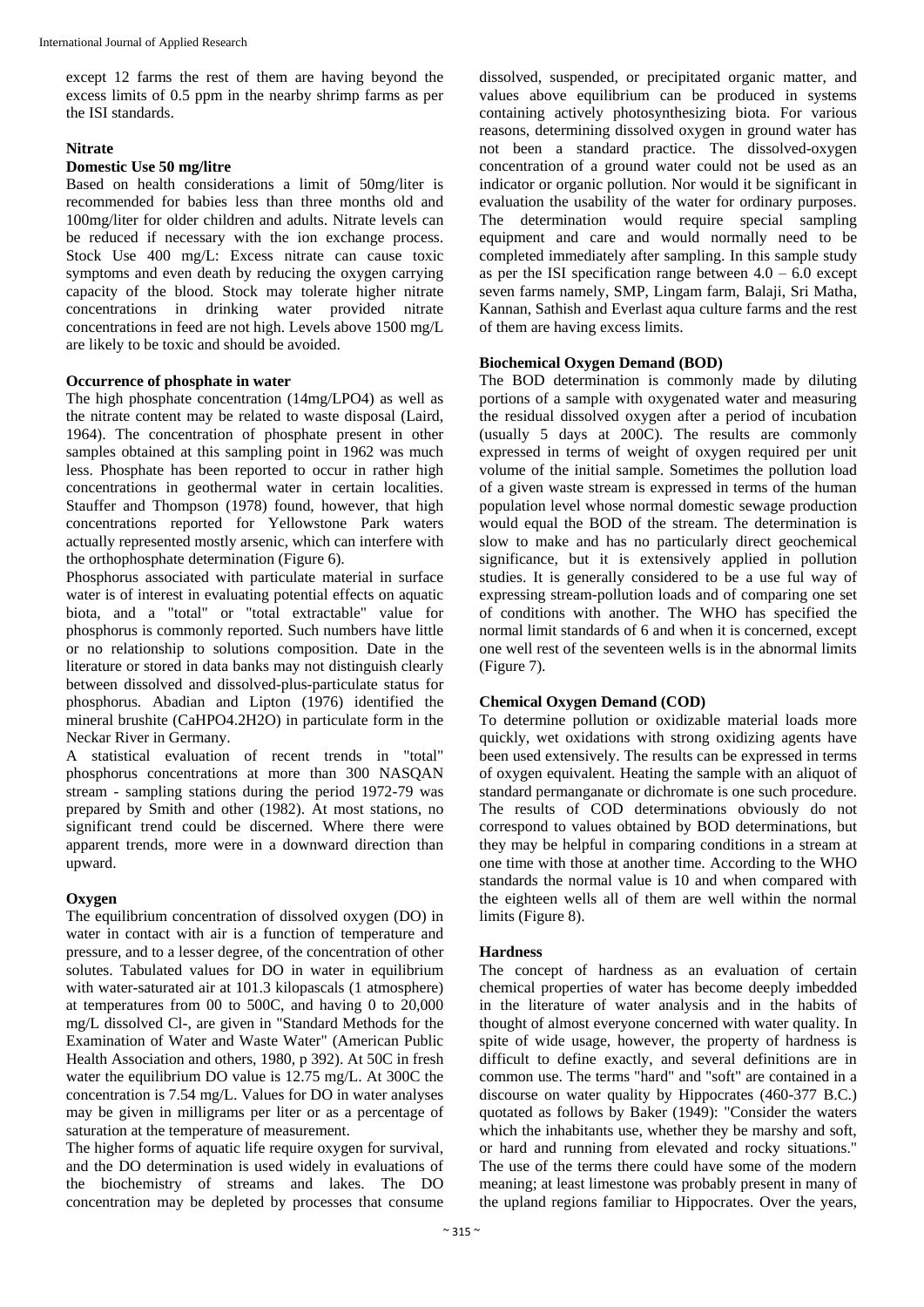except 12 farms the rest of them are having beyond the excess limits of 0.5 ppm in the nearby shrimp farms as per the ISI standards.

### Nitrate

#### Domestic Use 50 mg/litre

Based on health considerations a limit of 50mg/liter is recommended for babies less than three months old and 100mg/liter for older children and adults. Nitrate levels can be reduced if necessary with the ion exchange process. Stock Use 400 mg/L: Excess nitrate can cause toxic symptoms and even death by reducing the oxygen carrying capacity of the blood. Stock may tolerate higher nitrate concentrations in drinking water provided nitrate concentrations in feed are not high. Levels above 1500 mg/L are likely to be toxic and should be avoided.

### Occurrence of phosphate in water

The high phosphate concentration (14mg/LPO4) as well as the nitrate content may be related to waste disposal (Laird, 1964). The concentration of phosphate present in other samples obtained at this sampling point in 1962 was much less. Phosphate has been reported to occur in rather high concentrations in geothermal water in certain localities. Stauffer and Thompson (1978) found, however, that high concentrations reported for Yellowstone Park waters actually represented mostly arsenic, which can interfere with the orthophosphate determination (Figure 6).

Phosphorus associated with particulate material in surface water is of interest in evaluating potential effects on aquatic biota, and a "total" or "total extractable" value for phosphorus is commonly reported. Such numbers have little or no relationship to solutions composition. Date in the literature or stored in data banks may not distinguish clearly between dissolved and dissolved-plus-particulate status for phosphorus. Abadian and Lipton (1976) identified the mineral brushite ($CaHPO_4.2H_2O$) in particulate form in the Neckar River in Germany.

A statistical evaluation of recent trends in "total" phosphorus concentrations at more than 300 NASQAN stream - sampling stations during the period 1972-79 was prepared by Smith and other (1982). At most stations, no significant trend could be discerned. Where there were apparent trends, more were in a downward direction than upward.

### Oxygen

The equilibrium concentration of dissolved oxygen (DO) in water in contact with air is a function of temperature and pressure, and to a lesser degree, of the concentration of other solutes. Tabulated values for DO in water in equilibrium with water-saturated air at 101.3 kilopascals (1 atmosphere) at temperatures from 00 to 500C, and having 0 to 20,000 mg/L dissolved $Cl^-$, are given in "Standard Methods for the Examination of Water and Waste Water" (American Public Health Association and others, 1980, p 392). At 50C in fresh water the equilibrium DO value is 12.75 mg/L. At 300C the concentration is 7.54 mg/L. Values for DO in water analyses may be given in milligrams per liter or as a percentage of saturation at the temperature of measurement.

The higher forms of aquatic life require oxygen for survival, and the DO determination is used widely in evaluations of the biochemistry of streams and lakes. The DO concentration may be depleted by processes that consume dissolved, suspended, or precipitated organic matter, and values above equilibrium can be produced in systems containing actively photosynthesizing biota. For various reasons, determining dissolved oxygen in ground water has not been a standard practice. The dissolved-oxygen concentration of a ground water could not be used as an indicator or organic pollution. Nor would it be significant in evaluation the usability of the water for ordinary purposes. The determination would require special sampling equipment and care and would normally need to be completed immediately after sampling. In this sample study as per the ISI specification range between 4.0 – 6.0 except seven farms namely, SMP, Lingam farm, Balaji, Sri Matha, Kannan, Sathish and Everlast aqua culture farms and the rest of them are having excess limits.

### Biochemical Oxygen Demand (BOD)

The BOD determination is commonly made by diluting portions of a sample with oxygenated water and measuring the residual dissolved oxygen after a period of incubation (usually 5 days at 200C). The results are commonly expressed in terms of weight of oxygen required per unit volume of the initial sample. Sometimes the pollution load of a given waste stream is expressed in terms of the human population level whose normal domestic sewage production would equal the BOD of the stream. The determination is slow to make and has no particularly direct geochemical significance, but it is extensively applied in pollution studies. It is generally considered to be a use ful way of expressing stream-pollution loads and of comparing one set of conditions with another. The WHO has specified the normal limit standards of 6 and when it is concerned, except one well rest of the seventeen wells is in the abnormal limits (Figure 7).

### Chemical Oxygen Demand (COD)

To determine pollution or oxidizable material loads more quickly, wet oxidations with strong oxidizing agents have been used extensively. The results can be expressed in terms of oxygen equivalent. Heating the sample with an aliquot of standard permanganate or dichromate is one such procedure. The results of COD determinations obviously do not correspond to values obtained by BOD determinations, but they may be helpful in comparing conditions in a stream at one time with those at another time. According to the WHO standards the normal value is 10 and when compared with the eighteen wells all of them are well within the normal limits (Figure 8).

### Hardness

The concept of hardness as an evaluation of certain chemical properties of water has become deeply imbedded in the literature of water analysis and in the habits of thought of almost everyone concerned with water quality. In spite of wide usage, however, the property of hardness is difficult to define exactly, and several definitions are in common use. The terms "hard" and "soft" are contained in a discourse on water quality by Hippocrates (460-377 B.C.) quotated as follows by Baker (1949): "Consider the waters which the inhabitants use, whether they be marshy and soft, or hard and running from elevated and rocky situations." The use of the terms there could have some of the modern meaning; at least limestone was probably present in many of the upland regions familiar to Hippocrates. Over the years,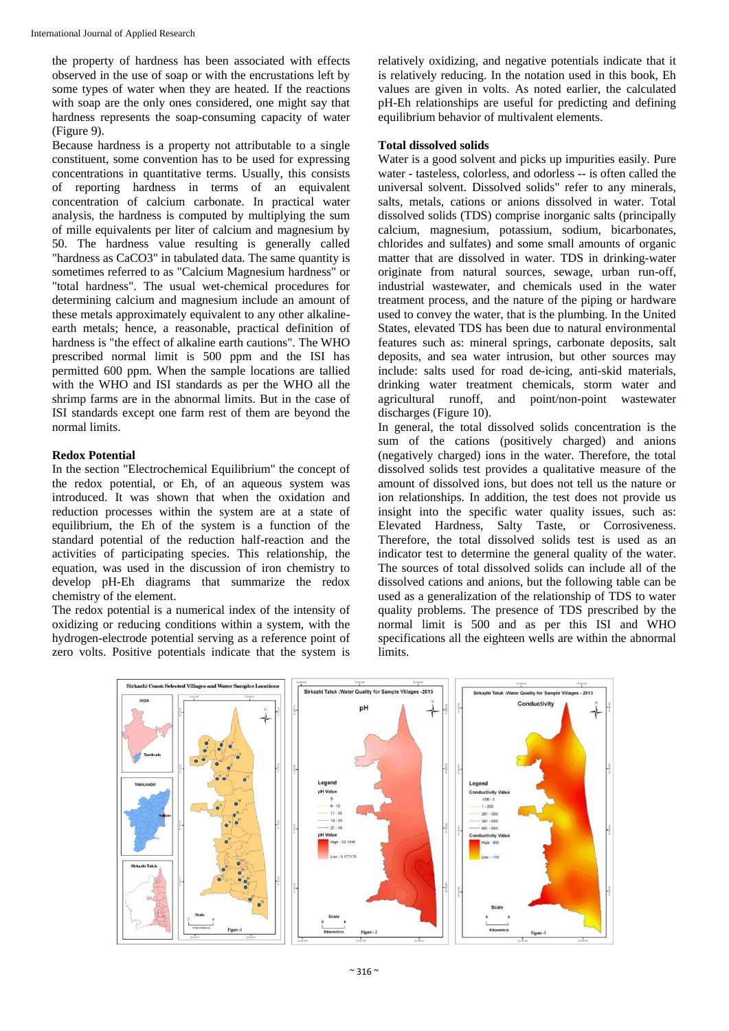the property of hardness has been associated with effects observed in the use of soap or with the encrustations left by some types of water when they are heated. If the reactions with soap are the only ones considered, one might say that hardness represents the soap-consuming capacity of water (Figure 9).

Because hardness is a property not attributable to a single constituent, some convention has to be used for expressing concentrations in quantitative terms. Usually, this consists of reporting hardness in terms of an equivalent concentration of calcium carbonate. In practical water analysis, the hardness is computed by multiplying the sum of mille equivalents per liter of calcium and magnesium by 50. The hardness value resulting is generally called "hardness as CaCO3" in tabulated data. The same quantity is sometimes referred to as "Calcium Magnesium hardness" or "total hardness". The usual wet-chemical procedures for determining calcium and magnesium include an amount of these metals approximately equivalent to any other alkaline-earth metals; hence, a reasonable, practical definition of hardness is "the effect of alkaline earth cautions". The WHO prescribed normal limit is 500 ppm and the ISI has permitted 600 ppm. When the sample locations are tallied with the WHO and ISI standards as per the WHO all the shrimp farms are in the abnormal limits. But in the case of ISI standards except one farm rest of them are beyond the normal limits.

### Redox Potential

In the section "Electrochemical Equilibrium" the concept of the redox potential, or Eh, of an aqueous system was introduced. It was shown that when the oxidation and reduction processes within the system are at a state of equilibrium, the Eh of the system is a function of the standard potential of the reduction half-reaction and the activities of participating species. This relationship, the equation, was used in the discussion of iron chemistry to develop pH-Eh diagrams that summarize the redox chemistry of the element.

The redox potential is a numerical index of the intensity of oxidizing or reducing conditions within a system, with the hydrogen-electrode potential serving as a reference point of zero volts. Positive potentials indicate that the system is relatively oxidizing, and negative potentials indicate that it is relatively reducing. In the notation used in this book, Eh values are given in volts. As noted earlier, the calculated pH-Eh relationships are useful for predicting and defining equilibrium behavior of multivalent elements.

### Total dissolved solids

Water is a good solvent and picks up impurities easily. Pure water - tasteless, colorless, and odorless -- is often called the universal solvent. Dissolved solids" refer to any minerals, salts, metals, cations or anions dissolved in water. Total dissolved solids (TDS) comprise inorganic salts (principally calcium, magnesium, potassium, sodium, bicarbonates, chlorides and sulfates) and some small amounts of organic matter that are dissolved in water. TDS in drinking-water originate from natural sources, sewage, urban run-off, industrial wastewater, and chemicals used in the water treatment process, and the nature of the piping or hardware used to convey the water, that is the plumbing. In the United States, elevated TDS has been due to natural environmental features such as: mineral springs, carbonate deposits, salt deposits, and sea water intrusion, but other sources may include: salts used for road de-icing, anti-skid materials, drinking water treatment chemicals, storm water and agricultural runoff, and point/non-point wastewater discharges (Figure 10).

In general, the total dissolved solids concentration is the sum of the cations (positively charged) and anions (negatively charged) ions in the water. Therefore, the total dissolved solids test provides a qualitative measure of the amount of dissolved ions, but does not tell us the nature or ion relationships. In addition, the test does not provide us insight into the specific water quality issues, such as: Elevated Hardness, Salty Taste, or Corrosiveness. Therefore, the total dissolved solids test is used as an indicator test to determine the general quality of the water. The sources of total dissolved solids can include all of the dissolved cations and anions, but the following table can be used as a generalization of the relationship of TDS to water quality problems. The presence of TDS prescribed by the normal limit is 500 and as per this ISI and WHO specifications all the eighteen wells are within the abnormal limits.

Figure-1

Figure-2

Figure-3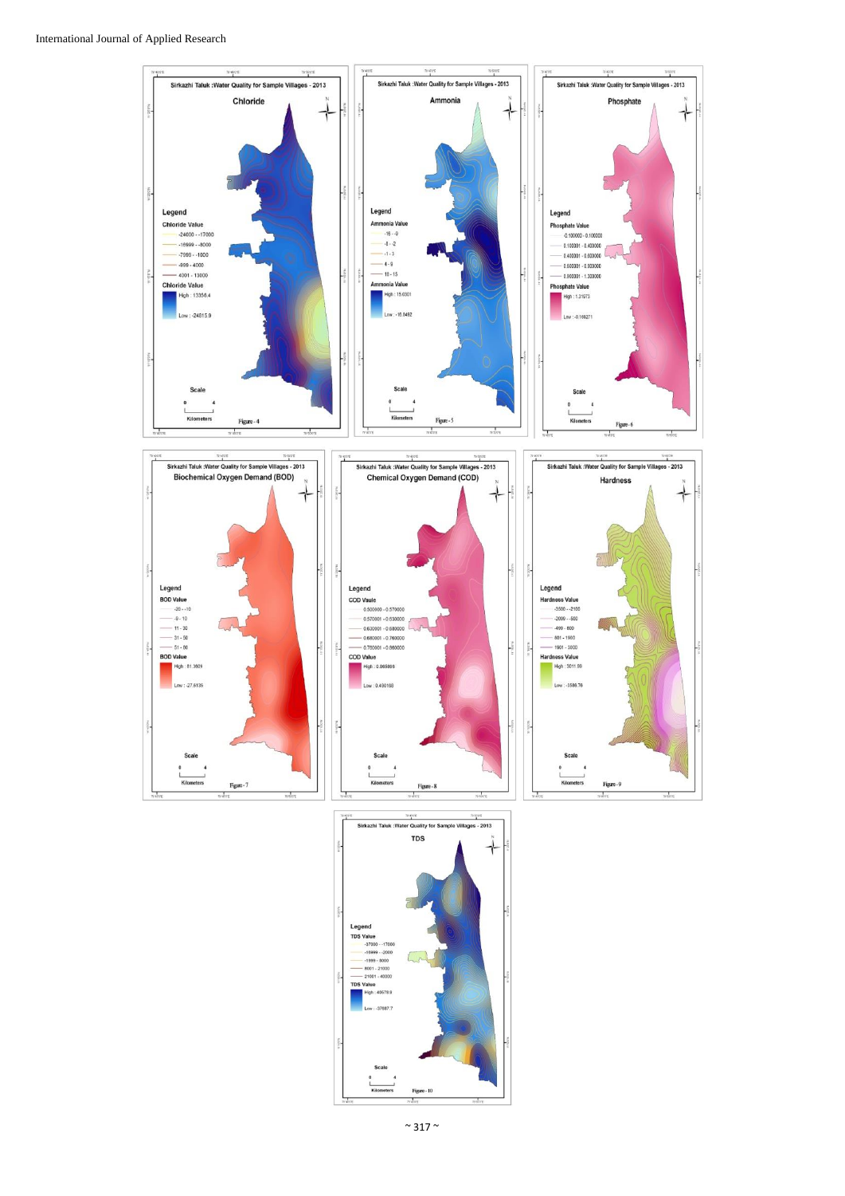Sirkazhi Taluk :Water Quality for Sample Villages - 2013

Chloride

Legend

Chloride Value

-24000 - -17000

-16999 - -8000

-7999 - -1000

-999 - 4000

4001 - 13000

Chloride Value

High : 13356.4

Low : -24815.9

Scale

0 4

Kilometers

Figure - 4

Sirkazhi Taluk :Water Quality for Sample Villages - 2013

Ammonia

Legend

Ammonia Value

-16 - -9

-8 - -2

-1 - 3

4 - 9

10 - 15

Ammonia Value

High : 15.0301

Low : -16.0492

Scale

0 4

Kilometers

Figure - 5

Sirkazhi Taluk :Water Quality for Sample Villages - 2013

Phosphate

Legend

Phosphate Value

-0.100000 - 0.100000

0.100001 - 0.400000

0.400001 - 0.600000

0.600001 - 0.900000

0.900001 - 1.300000

Phosphate Value

High : 1.31973

Low : -0.166271

Scale

0 4

Kilometers

Figure - 6

Sirkazhi Taluk :Water Quality for Sample Villages - 2013

Biochemical Oxygen Demand (BOD)

Legend

BOD Value

-20 - -10

-9 - 10

11 - 30

31 - 50

51 - 80

BOD Value

High : 81.3605

Low : -27.6135

Scale

0 4

Kilometers

Figure - 7

Sirkazhi Taluk :Water Quality for Sample Villages - 2013

Chemical Oxygen Demand (COD)

Legend

COD Value

0.500000 - 0.570000

0.570001 - 0.630000

0.630001 - 0.680000

0.680001 - 0.760000

0.760001 - 0.860000

COD Value

High : 0.865866

Low : 0.490158

Scale

0 4

Kilometers

Figure - 8

Sirkazhi Taluk :Water Quality for Sample Villages - 2013

Hardness

Legend

Hardness Value

-3500 - -2100

-2099 - -500

-499 - 800

801 - 1900

1901 - 3000

Hardness Value

High : 5011.59

Low : -3586.76

Scale

0 4

Kilometers

Figure - 9

Sirkazhi Taluk :Water Quality for Sample Villages - 2013

TDS

Legend

TDS Value

-37000 - -17000

-16999 - -2000

-1999 - 8000

8001 - 21000

21001 - 40000

TDS Value

High : 40578.9

Low : -37687.7

Scale

0 4

Kilometers

Figure - 10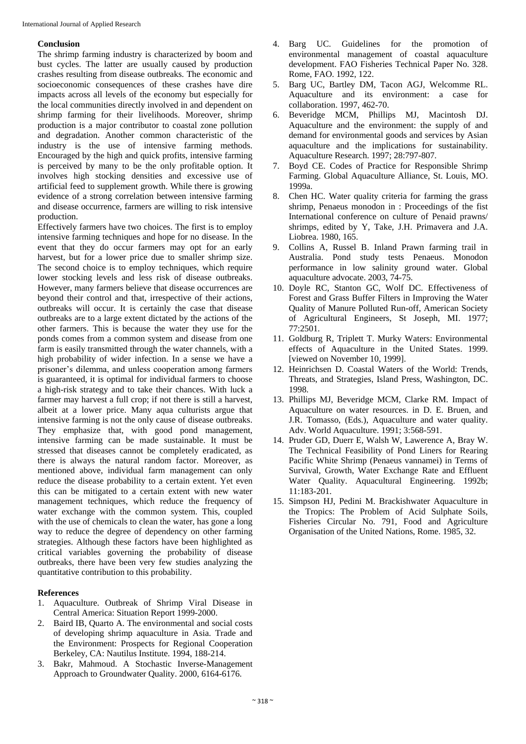## Conclusion

The shrimp farming industry is characterized by boom and bust cycles. The latter are usually caused by production crashes resulting from disease outbreaks. The economic and socioeconomic consequences of these crashes have dire impacts across all levels of the economy but especially for the local communities directly involved in and dependent on shrimp farming for their livelihoods. Moreover, shrimp production is a major contributor to coastal zone pollution and degradation. Another common characteristic of the industry is the use of intensive farming methods. Encouraged by the high and quick profits, intensive farming is perceived by many to be the only profitable option. It involves high stocking densities and excessive use of artificial feed to supplement growth. While there is growing evidence of a strong correlation between intensive farming and disease occurrence, farmers are willing to risk intensive production.

Effectively farmers have two choices. The first is to employ intensive farming techniques and hope for no disease. In the event that they do occur farmers may opt for an early harvest, but for a lower price due to smaller shrimp size. The second choice is to employ techniques, which require lower stocking levels and less risk of disease outbreaks. However, many farmers believe that disease occurrences are beyond their control and that, irrespective of their actions, outbreaks will occur. It is certainly the case that disease outbreaks are to a large extent dictated by the actions of the other farmers. This is because the water they use for the ponds comes from a common system and disease from one farm is easily transmitted through the water channels, with a high probability of wider infection. In a sense we have a prisoner's dilemma, and unless cooperation among farmers is guaranteed, it is optimal for individual farmers to choose a high-risk strategy and to take their chances. With luck a farmer may harvest a full crop; if not there is still a harvest, albeit at a lower price. Many aqua culturists argue that intensive farming is not the only cause of disease outbreaks. They emphasize that, with good pond management, intensive farming can be made sustainable. It must be stressed that diseases cannot be completely eradicated, as there is always the natural random factor. Moreover, as mentioned above, individual farm management can only reduce the disease probability to a certain extent. Yet even this can be mitigated to a certain extent with new water management techniques, which reduce the frequency of water exchange with the common system. This, coupled with the use of chemicals to clean the water, has gone a long way to reduce the degree of dependency on other farming strategies. Although these factors have been highlighted as critical variables governing the probability of disease outbreaks, there have been very few studies analyzing the quantitative contribution to this probability.

## References

1. Aquaculture. Outbreak of Shrimp Viral Disease in Central America: Situation Report 1999-2000.
2. Baird IB, Quarto A. The environmental and social costs of developing shrimp aquaculture in Asia. Trade and the Environment: Prospects for Regional Cooperation Berkeley, CA: Nautilus Institute. 1994, 188-214.
3. Bakr, Mahmoud. A Stochastic Inverse-Management Approach to Groundwater Quality. 2000, 6164-6176.
4. Barg UC. Guidelines for the promotion of environmental management of coastal aquaculture development. FAO Fisheries Technical Paper No. 328. Rome, FAO. 1992, 122.
5. Barg UC, Bartley DM, Tacon AGJ, Welcomme RL. Aquaculture and its environment: a case for collaboration. 1997, 462-70.
6. Beveridge MCM, Phillips MJ, Macintosh DJ. Aquaculture and the environment: the supply of and demand for environmental goods and services by Asian aquaculture and the implications for sustainability. Aquaculture Research. 1997; 28:797-807.
7. Boyd CE. Codes of Practice for Responsible Shrimp Farming. Global Aquaculture Alliance, St. Louis, MO. 1999a.
8. Chen HC. Water quality criteria for farming the grass shrimp, Penaeus monodon in : Proceedings of the fist International conference on culture of Penaid prawns/ shrimps, edited by Y, Take, J.H. Primavera and J.A. Liobrea. 1980, 165.
9. Collins A, Russel B. Inland Prawn farming trail in Australia. Pond study tests Penaeus. Monodon performance in low salinity ground water. Global aquaculture advocate. 2003, 74-75.
10. Doyle RC, Stanton GC, Wolf DC. Effectiveness of Forest and Grass Buffer Filters in Improving the Water Quality of Manure Polluted Run-off, American Society of Agricultural Engineers, St Joseph, MI. 1977; 77:2501.
11. Goldburg R, Triplett T. Murky Waters: Environmental effects of Aquaculture in the United States. 1999. [viewed on November 10, 1999].
12. Heinrichsen D. Coastal Waters of the World: Trends, Threats, and Strategies, Island Press, Washington, DC. 1998.
13. Phillips MJ, Beveridge MCM, Clarke RM. Impact of Aquaculture on water resources. in D. E. Bruen, and J.R. Tomasso, (Eds.), Aquaculture and water quality. Adv. World Aquaculture. 1991; 3:568-591.
14. Pruder GD, Duerr E, Walsh W, Lawerence A, Bray W. The Technical Feasibility of Pond Liners for Rearing Pacific White Shrimp (Penaeus vannamei) in Terms of Survival, Growth, Water Exchange Rate and Effluent Water Quality. Aquacultural Engineering. 1992b; 11:183-201.
15. Simpson HJ, Pedini M. Brackishwater Aquaculture in the Tropics: The Problem of Acid Sulphate Soils, Fisheries Circular No. 791, Food and Agriculture Organisation of the United Nations, Rome. 1985, 32.